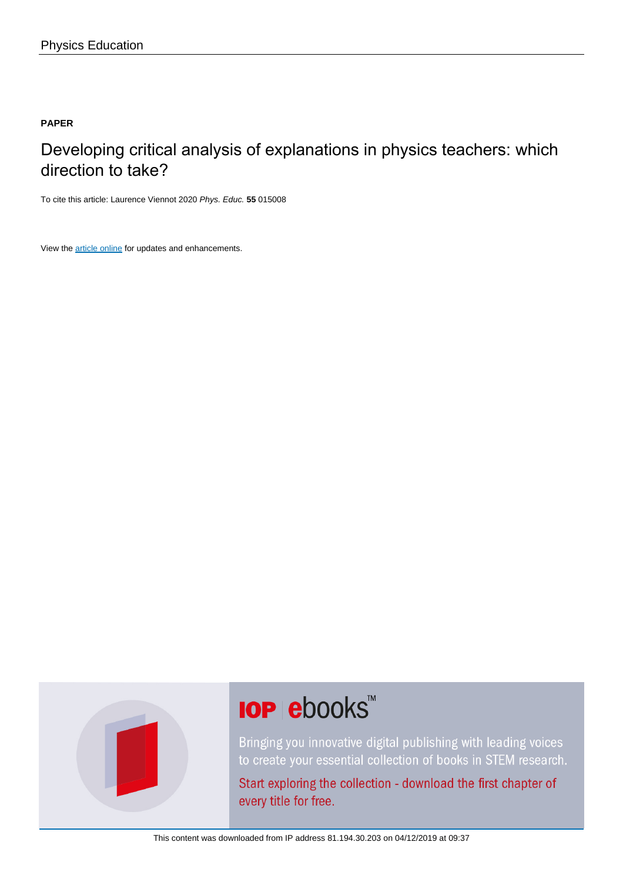Physics Education

**PAPER**

# Developing critical analysis of explanations in physics teachers: which direction to take?

To cite this article: Laurence Viennot 2020 *Phys. Educ.* **55** 015008

View the article online for updates and enhancements.

IOP ebooks™

Bringing you innovative digital publishing with leading voices to create your essential collection of books in STEM research.

Start exploring the collection - download the first chapter of every title for free.

This content was downloaded from IP address 81.194.30.203 on 04/12/2019 at 09:37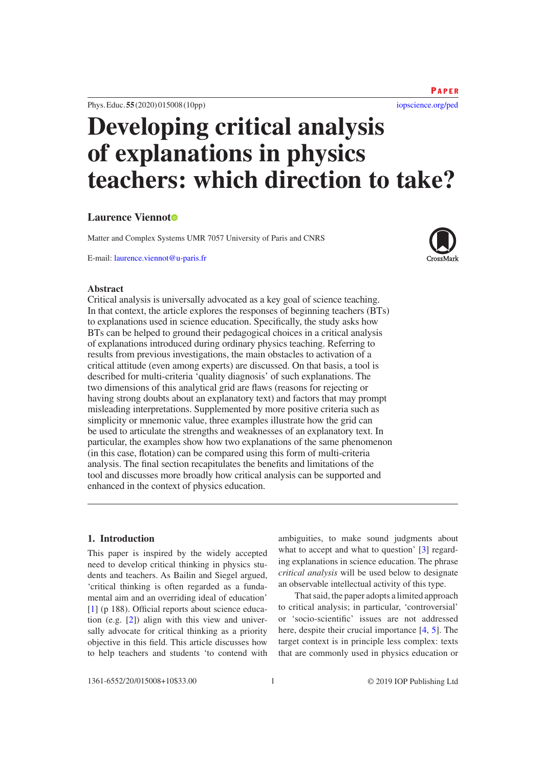PAPER

# Developing critical analysis of explanations in physics teachers: which direction to take?

**Laurence Viennot**

Matter and Complex Systems UMR 7057 University of Paris and CNRS

E-mail: laurence.viennot@u-paris.fr

## Abstract

Critical analysis is universally advocated as a key goal of science teaching. In that context, the article explores the responses of beginning teachers (BTs) to explanations used in science education. Specifically, the study asks how BTs can be helped to ground their pedagogical choices in a critical analysis of explanations introduced during ordinary physics teaching. Referring to results from previous investigations, the main obstacles to activation of a critical attitude (even among experts) are discussed. On that basis, a tool is described for multi-criteria 'quality diagnosis' of such explanations. The two dimensions of this analytical grid are flaws (reasons for rejecting or having strong doubts about an explanatory text) and factors that may prompt misleading interpretations. Supplemented by more positive criteria such as simplicity or mnemonic value, three examples illustrate how the grid can be used to articulate the strengths and weaknesses of an explanatory text. In particular, the examples show how two explanations of the same phenomenon (in this case, flotation) can be compared using this form of multi-criteria analysis. The final section recapitulates the benefits and limitations of the tool and discusses more broadly how critical analysis can be supported and enhanced in the context of physics education.

## 1. Introduction

This paper is inspired by the widely accepted need to develop critical thinking in physics students and teachers. As Bailin and Siegel argued, 'critical thinking is often regarded as a fundamental aim and an overriding ideal of education' [1] (p 188). Official reports about science education (e.g. [2]) align with this view and universally advocate for critical thinking as a priority objective in this field. This article discusses how to help teachers and students 'to contend with ambiguities, to make sound judgments about what to accept and what to question' [3] regarding explanations in science education. The phrase *critical analysis* will be used below to designate an observable intellectual activity of this type.

That said, the paper adopts a limited approach to critical analysis; in particular, 'controversial' or 'socio-scientific' issues are not addressed here, despite their crucial importance [4, 5]. The target context is in principle less complex: texts that are commonly used in physics education or

1361-6552/20/015008+10$33.00

© 2019 IOP Publishing Ltd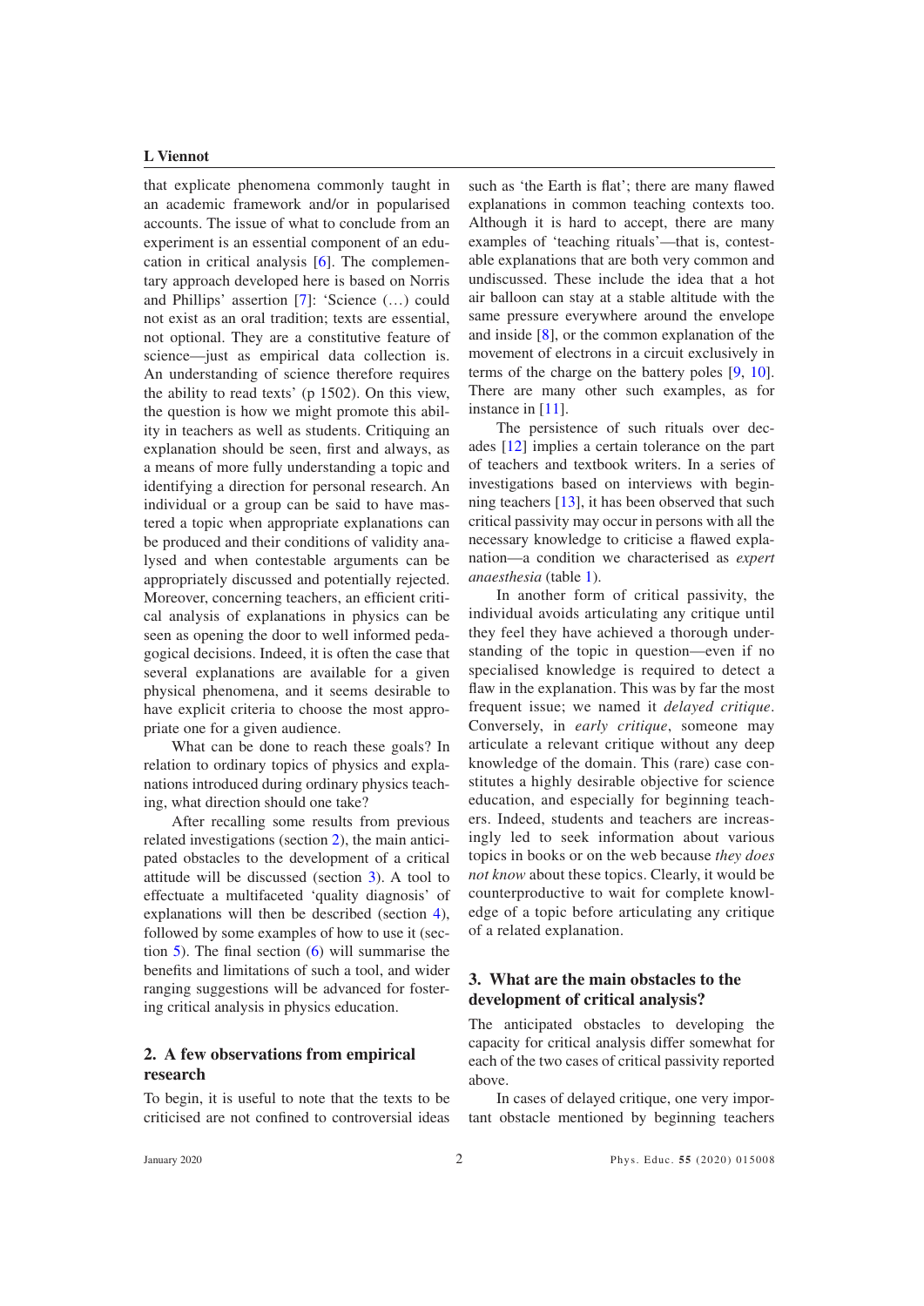that explicate phenomena commonly taught in an academic framework and/or in popularised accounts. The issue of what to conclude from an experiment is an essential component of an education in critical analysis [6]. The complementary approach developed here is based on Norris and Phillips' assertion [7]: 'Science (…) could not exist as an oral tradition; texts are essential, not optional. They are a constitutive feature of science—just as empirical data collection is. An understanding of science therefore requires the ability to read texts' (p 1502). On this view, the question is how we might promote this ability in teachers as well as students. Critiquing an explanation should be seen, first and always, as a means of more fully understanding a topic and identifying a direction for personal research. An individual or a group can be said to have mastered a topic when appropriate explanations can be produced and their conditions of validity analysed and when contestable arguments can be appropriately discussed and potentially rejected. Moreover, concerning teachers, an efficient critical analysis of explanations can be seen as opening the door to well informed pedagogical decisions. Indeed, it is often the case that several explanations are available for a given physical phenomena, and it seems desirable to have explicit criteria to choose the most appropriate one for a given audience.

What can be done to reach these goals? In relation to ordinary topics of physics and explanations introduced during ordinary physics teaching, what direction should one take?

After recalling some results from previous related investigations (section 2), the main anticipated obstacles to the development of a critical attitude will be discussed (section 3). A tool to effectuate a multifaceted 'quality diagnosis' of explanations will then be described (section 4), followed by some examples of how to use it (section 5). The final section (6) will summarise the benefits and limitations of such a tool, and wider ranging suggestions will be advanced for fostering critical analysis in physics education.

## 2. A few observations from empirical research

To begin, it is useful to note that the texts to be criticised are not confined to controversial ideas such as 'the Earth is flat'; there are many flawed explanations in common teaching contexts too. Although it is hard to accept, there are many examples of 'teaching rituals'—that is, contestable explanations that are both very common and undiscussed. These include the idea that a hot air balloon can stay at a stable altitude with the same pressure everywhere around the envelope and inside [8], or the common explanation of the movement of electrons in a circuit exclusively in terms of the charge on the battery poles [9, 10]. There are many other such examples, as for instance in [11].

The persistence of such rituals over decades [12] implies a certain tolerance on the part of teachers and textbook writers. In a series of investigations based on interviews with beginning teachers [13], it has been observed that such critical passivity may occur in persons with all the necessary knowledge to criticise a flawed explanation—a condition we characterised as *expert anaesthesia* (table 1).

In another form of critical passivity, the individual avoids articulating any critique until they feel they have achieved a thorough understanding of the topic in question—even if no specialised knowledge is required to detect a flaw in the explanation. This was by far the most frequent issue; we named it *delayed critique*. Conversely, in *early critique*, someone may articulate a relevant critique without any deep knowledge of the domain. This (rare) case constitutes a highly desirable objective for science education, and especially for beginning teachers. Indeed, students and teachers are increasingly led to seek information about various topics in books or on the web because *they does not know* about these topics. Clearly, it would be counterproductive to wait for complete knowledge of a topic before articulating any critique of a related explanation.

## 3. What are the main obstacles to the development of critical analysis?

The anticipated obstacles to developing the capacity for critical analysis differ somewhat for each of the two cases of critical passivity reported above.

In cases of delayed critique, one very important obstacle mentioned by beginning teachers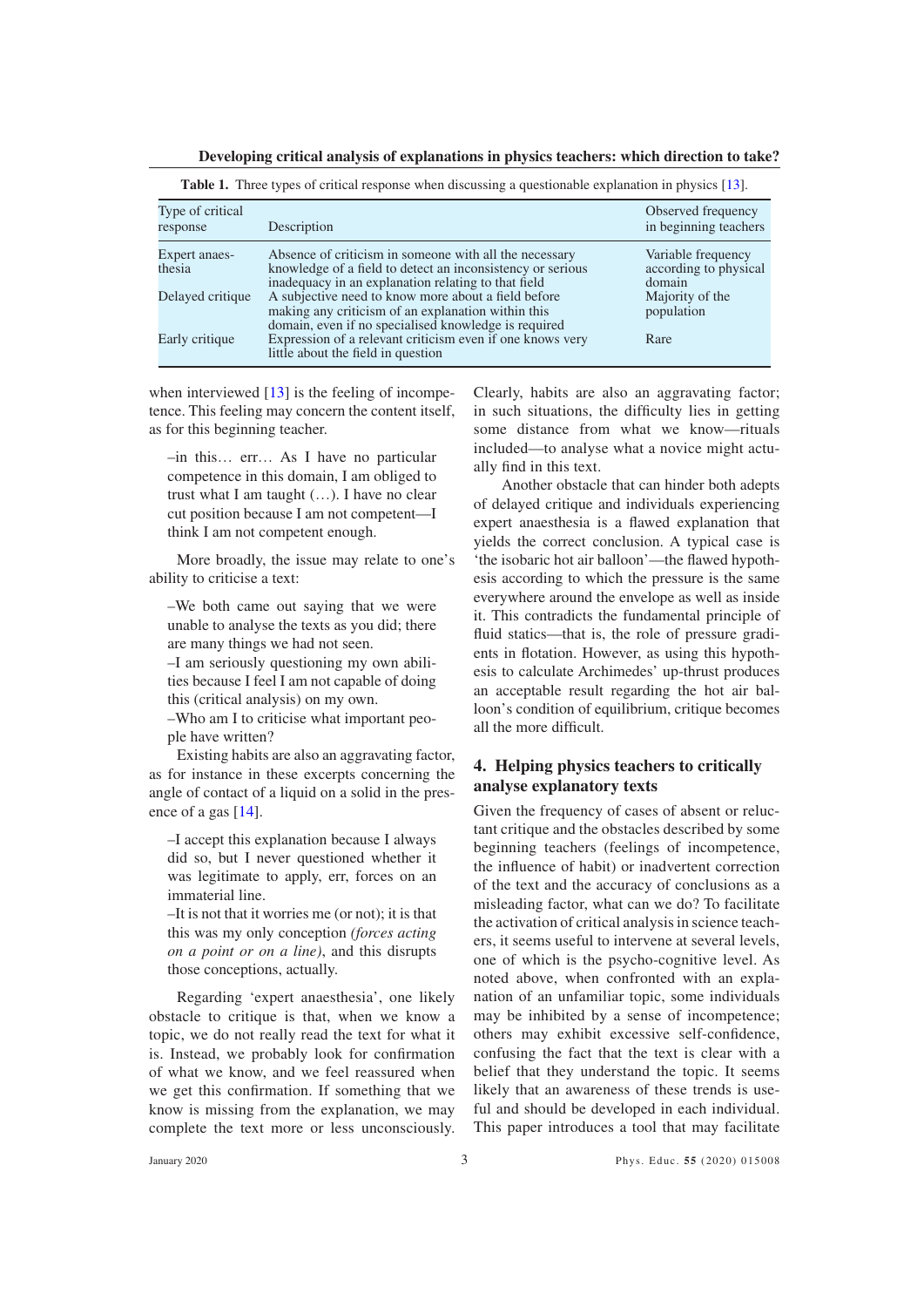**Table 1.** Three types of critical response when discussing a questionable explanation in physics [13].

| Type of critical response | Description | Observed frequency in beginning teachers |
|---|---|---|
| Expert anaesthesia | Absence of criticism in someone with all the necessary knowledge of a field to detect an inconsistency or serious inadequacy in an explanation relating to that field | Variable frequency according to physical domain |
| Delayed critique | A subjective need to know more about a field before making any criticism of an explanation within this domain, even if no specialised knowledge is required | Majority of the population |
| Early critique | Expression of a relevant criticism even if one knows very little about the field in question | Rare |

when interviewed [13] is the feeling of incompetence. This feeling may concern the content itself, as for this beginning teacher.

> –in this… err… As I have no particular competence in this domain, I am obliged to trust what I am taught (…). I have no clear cut position because I am not competent—I think I am not competent enough.

More broadly, the issue may relate to one's ability to criticise a text:

> –We both came out saying that we were unable to analyse the texts as you did; there are many things we had not seen.
>
> –I am seriously questioning my own abilities because I feel I am not capable of doing this (critical analysis) on my own.
>
> –Who am I to criticise what important people have written?

Existing habits are also an aggravating factor, as for instance in these excerpts concerning the angle of contact of a liquid on a solid in the presence of a gas [14].

> –I accept this explanation because I always did so, but I never questioned whether it was legitimate to apply, err, forces on an immaterial line.
>
> –It is not that it worries me (or not); it is that this was my only conception *(forces acting on a point or on a line)*, and this disrupts those conceptions, actually.

Regarding 'expert anaesthesia', one likely obstacle to critique is that, when we know a topic, we do not really read the text for what it is. Instead, we probably look for confirmation of what we know, and we feel reassured when we get this confirmation. If something that we know is missing from the explanation, we may complete the text more or less unconsciously. Clearly, habits are also an aggravating factor; in such situations, the difficulty lies in getting some distance from what we know—rituals included—to analyse what a novice might actually find in this text.

Another obstacle that can hinder both adepts of delayed critique and individuals experiencing expert anaesthesia is a flawed explanation that yields the correct conclusion. A typical case is 'the isobaric hot air balloon'—the flawed hypothesis according to which the pressure is the same everywhere around the envelope as well as inside it. This contradicts the fundamental principle of fluid statics—that is, the role of pressure gradients in flotation. However, as using this hypothesis to calculate Archimedes' up-thrust produces an acceptable result regarding the hot air balloon's condition of equilibrium, critique becomes all the more difficult.

## 4. Helping physics teachers to critically analyse explanatory texts

Given the frequency of cases of absent or reluctant critique and the obstacles described by some beginning teachers (feelings of incompetence, the influence of habit) or inadvertent correction of the text and the accuracy of conclusions as a misleading factor, what can we do? To facilitate the activation of critical analysis in science teachers, it seems useful to intervene at several levels, one of which is the psycho-cognitive level. As noted above, when confronted with an explanation of an unfamiliar topic, some individuals may be inhibited by a sense of incompetence; others may exhibit excessive self-confidence, confusing the fact that the text is clear with a belief that they understand the topic. It seems likely that an awareness of these trends is useful and should be developed in each individual. This paper introduces a tool that may facilitate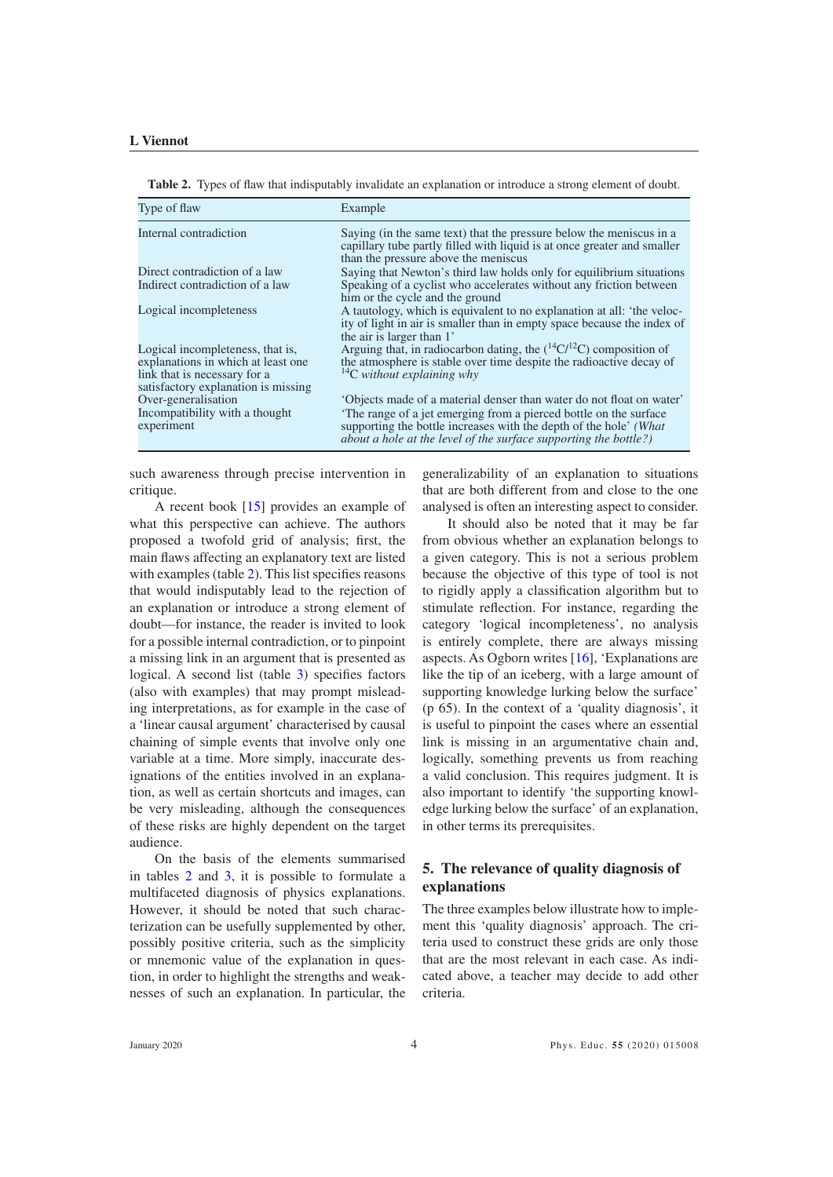**Table 2.** Types of flaw that indisputably invalidate an explanation or introduce a strong element of doubt.

| Type of flaw | Example |
|---|---|
| Internal contradiction | Saying (in the same text) that the pressure below the meniscus in a capillary tube partly filled with liquid is at once greater and smaller than the pressure above the meniscus |
| Direct contradiction of a law | Saying that Newton's third law holds only for equilibrium situations |
| Indirect contradiction of a law | Speaking of a cyclist who accelerates without any friction between him or the cycle and the ground |
| Logical incompleteness | A tautology, which is equivalent to no explanation at all: 'the velocity of light in air is smaller than in empty space because the index of the air is larger than 1' |
| Logical incompleteness, that is, explanations in which at least one link that is necessary for a satisfactory explanation is missing | Arguing that, in radiocarbon dating, the ($^{14}C/^{12}C$) composition of the atmosphere is stable over time despite the radioactive decay of $^{14}C$ *without explaining why* |
| Over-generalisation | 'Objects made of a material denser than water do not float on water' |
| Incompatibility with a thought experiment | 'The range of a jet emerging from a pierced bottle on the surface supporting the bottle increases with the depth of the hole' *(What about a hole at the level of the surface supporting the bottle?)* |

such awareness through precise intervention in critique.

A recent book [15] provides an example of what this perspective can achieve. The authors proposed a twofold grid of analysis; first, the main flaws affecting an explanatory text are listed with examples (table 2). This list specifies reasons that would indisputably lead to the rejection of an explanation or introduce a strong element of doubt—for instance, the reader is invited to look for a possible internal contradiction, or to pinpoint a missing link in an argument that is presented as logical. A second list (table 3) specifies factors (also with examples) that may prompt misleading interpretations, as for example in the case of a 'linear causal argument' characterised by causal chaining of simple events that involve only one variable at a time. More simply, inaccurate designations of the entities involved in an explanation, as well as certain shortcuts and images, can be very misleading, although the consequences of these risks are highly dependent on the target audience.

On the basis of the elements summarised in tables 2 and 3, it is possible to formulate a multifaceted diagnosis of physics explanations. However, it should be noted that such characterization can be usefully supplemented by other, possibly positive criteria, such as the simplicity or mnemonic value of the explanation in question, in order to highlight the strengths and weaknesses of such an explanation. In particular, the generalizability of an explanation to situations that are both different from and close to the one analysed is often an interesting aspect to consider.

It should also be noted that it may be far from obvious whether an explanation belongs to a given category. This is not a serious problem because the objective of this type of tool is not to rigidly apply a classification algorithm but to stimulate reflection. For instance, regarding the category 'logical incompleteness', no analysis is entirely complete, there are always missing aspects. As Ogborn writes [16], 'Explanations are like the tip of an iceberg, with a large amount of supporting knowledge lurking below the surface' (p 65). In the context of a 'quality diagnosis', it is useful to pinpoint the cases where an essential link is missing in an argumentative chain and, logically, something prevents us from reaching a valid conclusion. This requires judgment. It is also important to identify 'the supporting knowledge lurking below the surface' of an explanation, in other terms its prerequisites.

## 5. The relevance of quality diagnosis of explanations

The three examples below illustrate how to implement this 'quality diagnosis' approach. The criteria used to construct these grids are only those that are the most relevant in each case. As indicated above, a teacher may decide to add other criteria.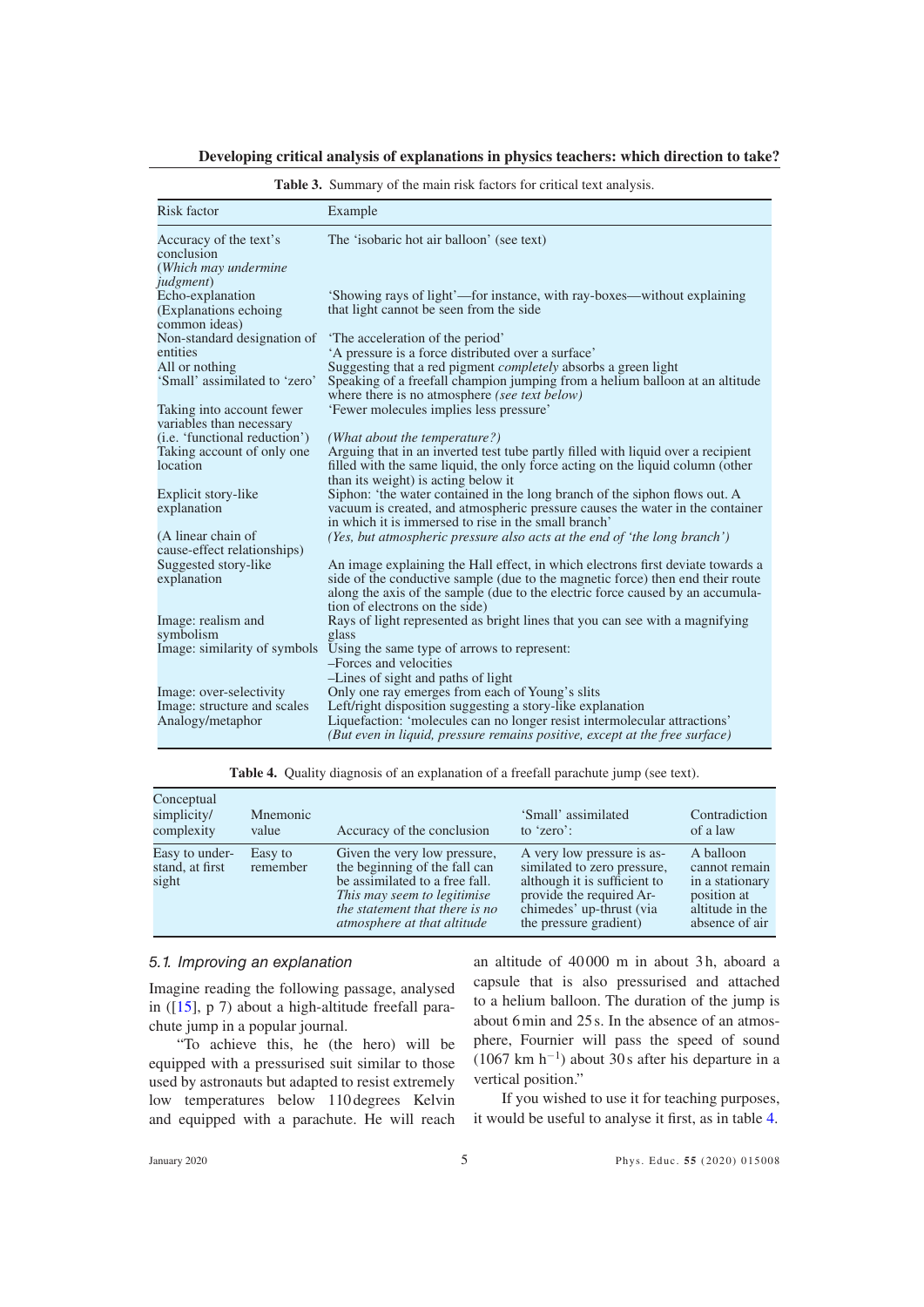**Table 3.** Summary of the main risk factors for critical text analysis.

| Risk factor | Example |
|---|---|
| Accuracy of the text's conclusion (*Which may undermine judgment*) | The 'isobaric hot air balloon' (see text) |
| Echo-explanation (Explanations echoing common ideas) | 'Showing rays of light'—for instance, with ray-boxes—without explaining that light cannot be seen from the side |
| Non-standard designation of entities | 'The acceleration of the period' 'A pressure is a force distributed over a surface' |
| All or nothing | Suggesting that a red pigment *completely* absorbs a green light |
| 'Small' assimilated to 'zero' | Speaking of a freefall champion jumping from a helium balloon at an altitude where there is no atmosphere *(see text below)* |
| Taking into account fewer variables than necessary (i.e. 'functional reduction') | 'Fewer molecules implies less pressure' *(What about the temperature?)* |
| Taking account of only one location | Arguing that in an inverted test tube partly filled with liquid over a recipient filled with the same liquid, the only force acting on the liquid column (other than its weight) is acting below it |
| Explicit story-like explanation (A linear chain of cause-effect relationships) | Siphon: 'the water contained in the long branch of the siphon flows out. A vacuum is created, and atmospheric pressure causes the water in the container in which it is immersed to rise in the small branch' *(Yes, but atmospheric pressure also acts at the end of 'the long branch')* |
| Suggested story-like explanation | An image explaining the Hall effect, in which electrons first deviate towards a side of the conductive sample (due to the magnetic force) then end their route along the axis of the sample (due to the electric force caused by an accumulation of electrons on the side) |
| Image: realism and symbolism | Rays of light represented as bright lines that you can see with a magnifying glass |
| Image: similarity of symbols | Using the same type of arrows to represent: –Forces and velocities –Lines of sight and paths of light |
| Image: over-selectivity | Only one ray emerges from each of Young's slits |
| Image: structure and scales | Left/right disposition suggesting a story-like explanation |
| Analogy/metaphor | Liquefaction: 'molecules can no longer resist intermolecular attractions' *(But even in liquid, pressure remains positive, except at the free surface)* |

**Table 4.** Quality diagnosis of an explanation of a freefall parachute jump (see text).

| Conceptual simplicity/ complexity | Mnemonic value | Accuracy of the conclusion | 'Small' assimilated to 'zero': | Contradiction of a law |
|---|---|---|---|---|
| Easy to understand, at first sight | Easy to remember | Given the very low pressure, the beginning of the fall can be assimilated to a free fall. *This may seem to legitimise the statement that there is no atmosphere at that altitude* | A very low pressure is assimilated to zero pressure, although it is sufficient to provide the required Archimedes' up-thrust (via the pressure gradient) | A balloon cannot remain in a stationary position at altitude in the absence of air |

### *5.1. Improving an explanation*

Imagine reading the following passage, analysed in ([15], p 7) about a high-altitude freefall parachute jump in a popular journal.

"To achieve this, he (the hero) will be equipped with a pressurised suit similar to those used by astronauts but adapted to resist extremely low temperatures below 110 degrees Kelvin and equipped with a parachute. He will reach an altitude of 40000 m in about 3 h, aboard a capsule that is also pressurised and attached to a helium balloon. The duration of the jump is about 6 min and 25 s. In the absence of an atmosphere, Fournier will pass the speed of sound (1067 km $h^{-1}$) about 30 s after his departure in a vertical position."

If you wished to use it for teaching purposes, it would be useful to analyse it first, as in table 4.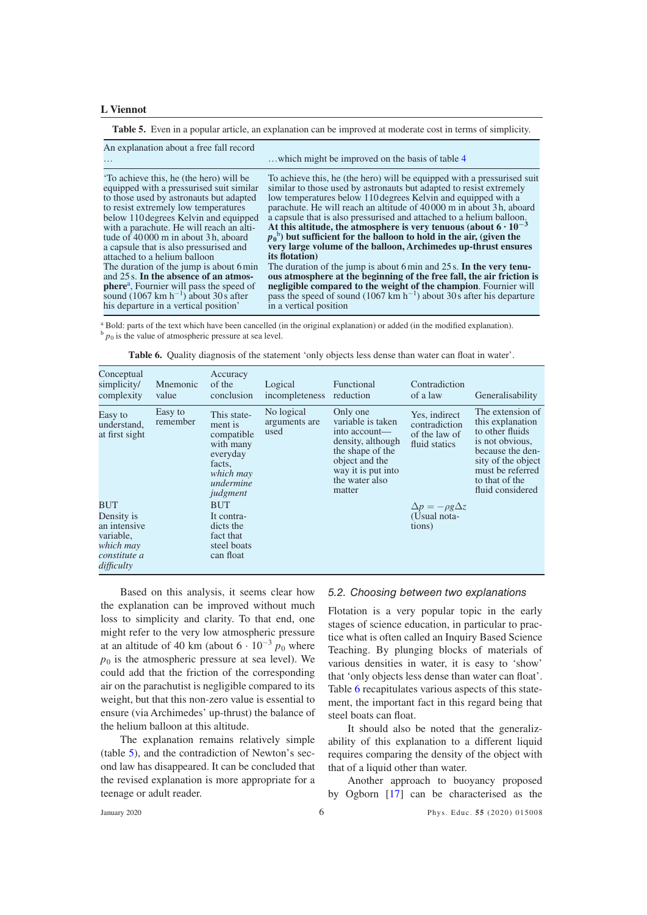**Table 5.** Even in a popular article, an explanation can be improved at moderate cost in terms of simplicity.

| An explanation about a free fall record … | …which might be improved on the basis of table 4 |
|---|---|
| 'To achieve this, he (the hero) will be equipped with a pressurised suit similar to those used by astronauts but adapted to resist extremely low temperatures below 110 degrees Kelvin and equipped with a parachute. He will reach an altitude of 40 000 m in about 3 h, aboard a capsule that is also pressurised and attached to a helium balloon The duration of the jump is about 6 min and 25 s. **In the absence of an atmosphere**[a], Fournier will pass the speed of sound (1067 km $h^{-1}$) about 30 s after his departure in a vertical position' | To achieve this, he (the hero) will be equipped with a pressurised suit similar to those used by astronauts but adapted to resist extremely low temperatures below 110 degrees Kelvin and equipped with a parachute. He will reach an altitude of 40 000 m in about 3 h, aboard a capsule that is also pressurised and attached to a helium balloon. **At this altitude, the atmosphere is very tenuous (about $6 \cdot 10^{-3}$ $p_0$[b]) but sufficient for the balloon to hold in the air, (given the very large volume of the balloon, Archimedes up-thrust ensures its flotation)** The duration of the jump is about 6 min and 25 s. **In the very tenuous atmosphere at the beginning of the free fall, the air friction is negligible compared to the weight of the champion**. Fournier will pass the speed of sound (1067 km $h^{-1}$) about 30 s after his departure in a vertical position |

[a] Bold: parts of the text which have been cancelled (in the original explanation) or added (in the modified explanation).
[b] $p_0$ is the value of atmospheric pressure at sea level.

**Table 6.** Quality diagnosis of the statement 'only objects less dense than water can float in water'.

| Conceptual simplicity/complexity | Mnemonic value | Accuracy of the conclusion | Logical incompleteness | Functional reduction | Contradiction of a law | Generalisability |
|---|---|---|---|---|---|---|
| Easy to understand, at first sight | Easy to remember | This statement is compatible with many everyday facts, *which may undermine judgment* | No logical arguments are used | Only one variable is taken into account—density, although the shape of the object and the way it is put into the water also matter | Yes, indirect contradiction of the law of fluid statics | The extension of this explanation to other fluids is not obvious, because the density of the object must be referred to that of the fluid considered |
| BUT Density is an intensive variable, *which may constitute a difficulty* | | BUT It contradicts the fact that steel boats can float | | | $\Delta p = -\rho g \Delta z$ (Usual notations) | |

Based on this analysis, it seems clear how the explanation can be improved without much loss to simplicity and clarity. To that end, one might refer to the very low atmospheric pressure at an altitude of 40 km (about $6 \cdot 10^{-3}$ $p_0$ where $p_0$ is the atmospheric pressure at sea level). We could add that the friction of the corresponding air on the parachutist is negligible compared to its weight, but that this non-zero value is essential to ensure (via Archimedes' up-thrust) the balance of the helium balloon at this altitude.

The explanation remains relatively simple (table 5), and the contradiction of Newton's second law has disappeared. It can be concluded that the revised explanation is more appropriate for a teenage or adult reader.

### 5.2. Choosing between two explanations

Flotation is a very popular topic in the early stages of science education, in particular to practice what is often called an Inquiry Based Science Teaching. By plunging blocks of materials of various densities in water, it is easy to 'show' that 'only objects less dense than water can float'. Table 6 recapitulates various aspects of this statement, the important fact in this regard being that steel boats can float.

It should also be noted that the generalizability of this explanation to a different liquid requires comparing the density of the object with that of a liquid other than water.

Another approach to buoyancy proposed by Ogborn [17] can be characterised as the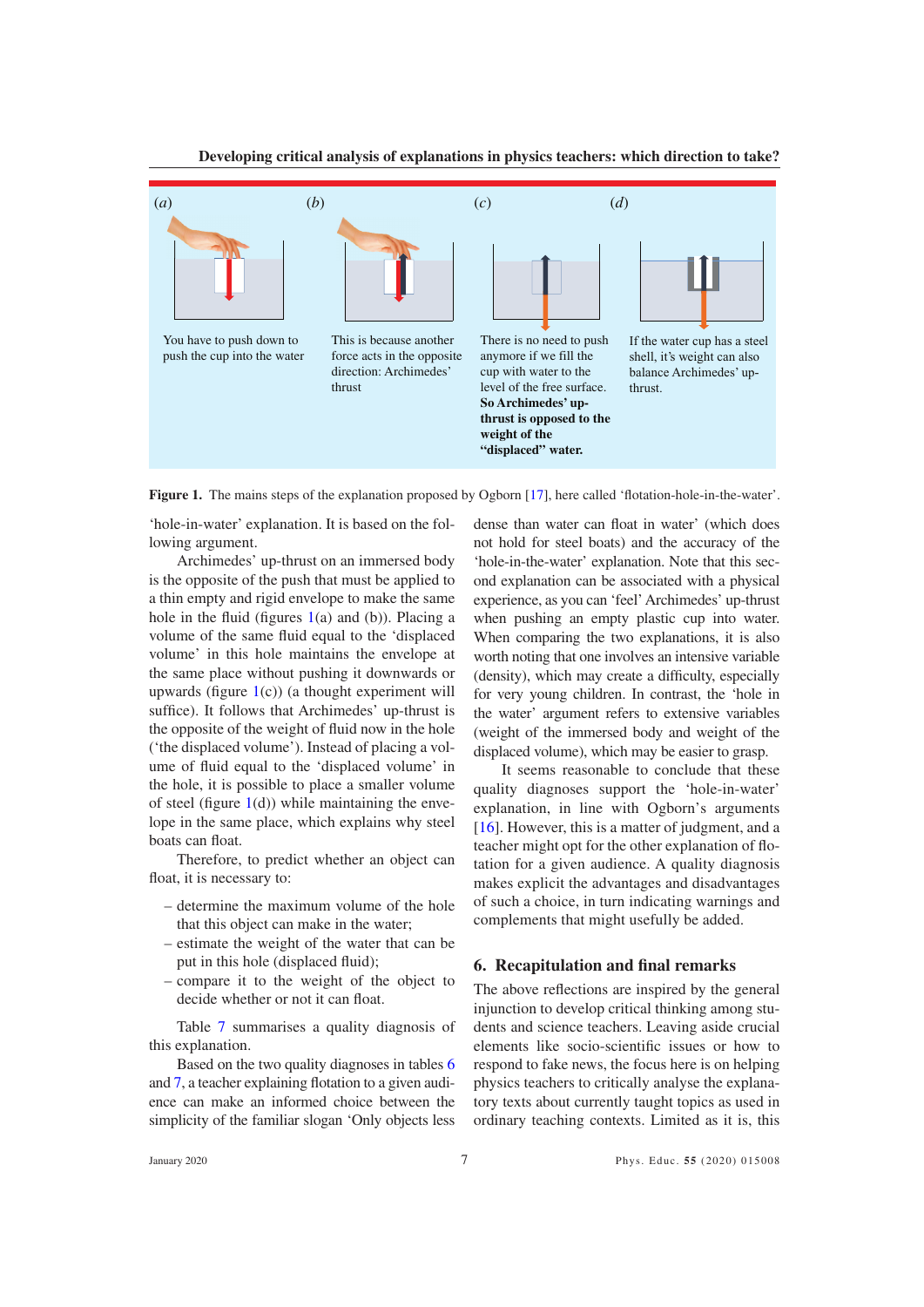(a) You have to push down to push the cup into the water

(b) This is because another force acts in the opposite direction: Archimedes' thrust

(c) There is no need to push anymore if we fill the cup with water to the level of the free surface. **So Archimedes' up-thrust is opposed to the weight of the "displaced" water.**

(d) If the water cup has a steel shell, it's weight can also balance Archimedes' up-thrust.

**Figure 1.** The mains steps of the explanation proposed by Ogborn [17], here called 'flotation-hole-in-the-water'.

'hole-in-water' explanation. It is based on the following argument.

Archimedes' up-thrust on an immersed body is the opposite of the push that must be applied to a thin empty and rigid envelope to make the same hole in the fluid (figures 1(a) and (b)). Placing a volume of the same fluid equal to the 'displaced volume' in this hole maintains the envelope at the same place without pushing it downwards or upwards (figure 1(c)) (a thought experiment will suffice). It follows that Archimedes' up-thrust is the opposite of the weight of fluid now in the hole ('the displaced volume'). Instead of placing a volume of fluid equal to the 'displaced volume' in the hole, it is possible to place a smaller volume of steel (figure 1(d)) while maintaining the envelope in the same place, which explains why steel boats can float.

Therefore, to predict whether an object can float, it is necessary to:

- determine the maximum volume of the hole that this object can make in the water;
- estimate the weight of the water that can be put in this hole (displaced fluid);
- compare it to the weight of the object to decide whether or not it can float.

Table 7 summarises a quality diagnosis of this explanation.

Based on the two quality diagnoses in tables 6 and 7, a teacher explaining flotation to a given audience can make an informed choice between the simplicity of the familiar slogan 'Only objects less dense than water can float in water' (which does not hold for steel boats) and the accuracy of the 'hole-in-the-water' explanation. Note that this second explanation can be associated with a physical experience, as you can 'feel' Archimedes' up-thrust when pushing an empty plastic cup into water. When comparing the two explanations, it is also worth noting that one involves an intensive variable (density), which may create a difficulty, especially for very young children. In contrast, the 'hole in the water' argument refers to extensive variables (weight of the immersed body and weight of the displaced volume), which may be easier to grasp.

It seems reasonable to conclude that these quality diagnoses support the 'hole-in-water' explanation, in line with Ogborn's arguments [16]. However, this is a matter of judgment, and a teacher might opt for the other explanation of flotation for a given audience. A quality diagnosis makes explicit the advantages and disadvantages of such a choice, in turn indicating warnings and complements that might usefully be added.

## 6. Recapitulation and final remarks

The above reflections are inspired by the general injunction to develop critical thinking among students and science teachers. Leaving aside crucial elements like socio-scientific issues or how to respond to fake news, the focus here is on helping physics teachers to critically analyse the explanatory texts about currently taught topics as used in ordinary teaching contexts. Limited as it is, this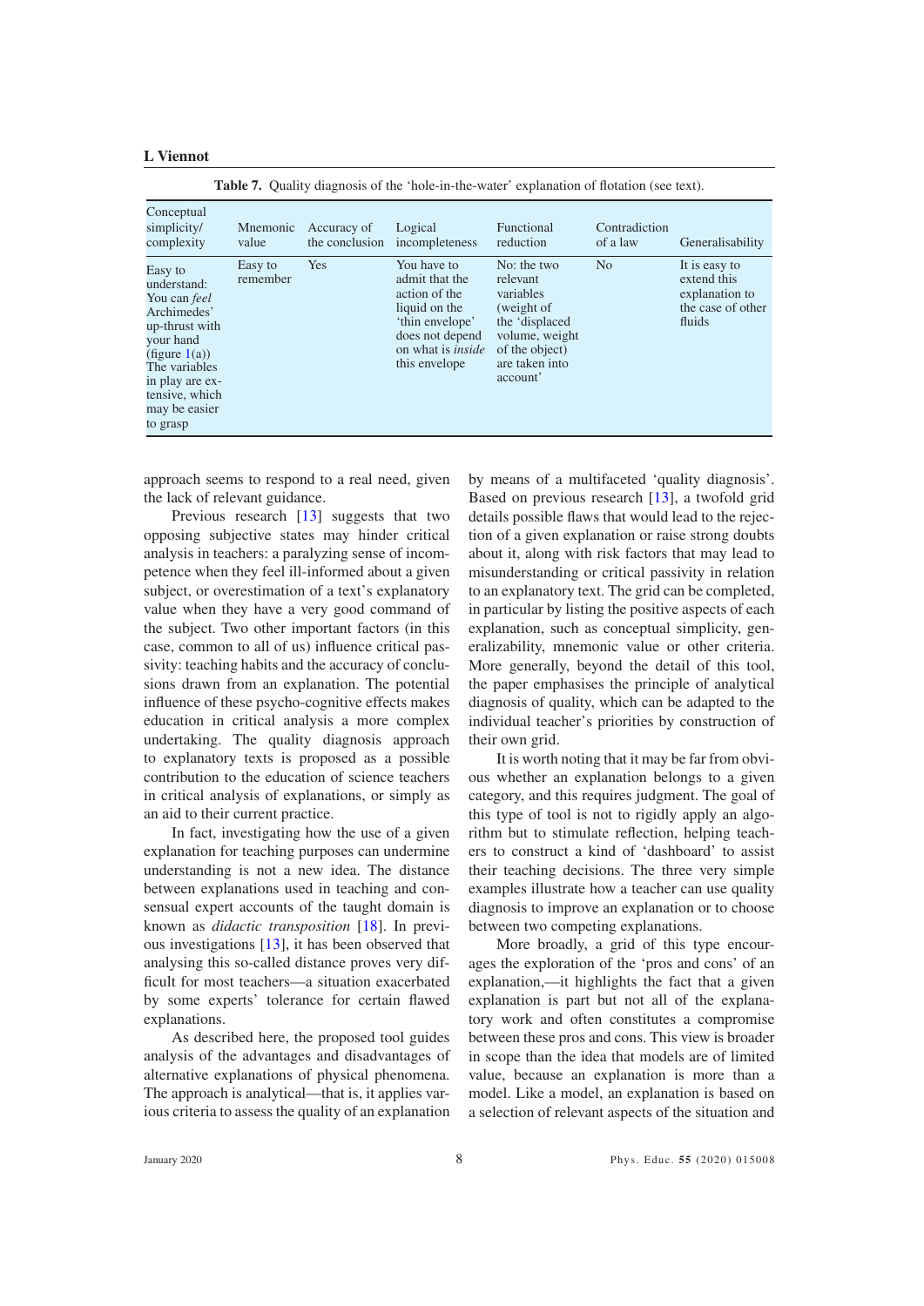**Table 7.** Quality diagnosis of the 'hole-in-the-water' explanation of flotation (see text).

| Conceptual simplicity/ complexity | Mnemonic value | Accuracy of the conclusion | Logical incompleteness | Functional reduction | Contradiction of a law | Generalisability |
|---|---|---|---|---|---|---|
| Easy to understand: You can *feel* Archimedes' up-thrust with your hand (figure 1(a)) The variables in play are extensive, which may be easier to grasp | Easy to remember | Yes | You have to admit that the action of the liquid on the 'thin envelope' does not depend on what is *inside* this envelope | No: the two relevant variables (weight of the 'displaced volume, weight of the object) are taken into account' | No | It is easy to extend this explanation to the case of other fluids |

approach seems to respond to a real need, given the lack of relevant guidance.

Previous research [13] suggests that two opposing subjective states may hinder critical analysis in teachers: a paralyzing sense of incompetence when they feel ill-informed about a given subject, or overestimation of a text's explanatory value when they have a very good command of the subject. Two other important factors (in this case, common to all of us) influence critical passivity: teaching habits and the accuracy of conclusions drawn from an explanation. The potential influence of these psycho-cognitive effects makes education in critical analysis a more complex undertaking. The quality diagnosis approach to explanatory texts is proposed as a possible contribution to the education of science teachers in critical analysis of explanations, or simply as an aid to their current practice.

In fact, investigating how the use of a given explanation for teaching purposes can undermine understanding is not a new idea. The distance between explanations used in teaching and consensual expert accounts of the taught domain is known as *didactic transposition* [18]. In previous investigations [13], it has been observed that analysing this so-called distance proves very difficult for most teachers—a situation exacerbated by some experts' tolerance for certain flawed explanations.

As described here, the proposed tool guides analysis of the advantages and disadvantages of alternative explanations of physical phenomena. The approach is analytical—that is, it applies various criteria to assess the quality of an explanation by means of a multifaceted 'quality diagnosis'. Based on previous research [13], a twofold grid details possible flaws that would lead to the rejection of a given explanation or raise strong doubts about it, along with risk factors that may lead to misunderstanding or critical passivity in relation to an explanatory text. The grid can be completed, in particular by listing the positive aspects of each explanation, such as conceptual simplicity, generalizability, mnemonic value or other criteria. More generally, beyond the detail of this tool, the paper emphasises the principle of analytical diagnosis of quality, which can be adapted to the individual teacher's priorities by construction of their own grid.

It is worth noting that it may be far from obvious whether an explanation belongs to a given category, and this requires judgment. The goal of this type of tool is not to rigidly apply an algorithm but to stimulate reflection, helping teachers to construct a kind of 'dashboard' to assist their teaching decisions. The three very simple examples illustrate how a teacher can use quality diagnosis to improve an explanation or to choose between two competing explanations.

More broadly, a grid of this type encourages the exploration of the 'pros and cons' of an explanation,—it highlights the fact that a given explanation is part but not all of the explanatory work and often constitutes a compromise between these pros and cons. This view is broader in scope than the idea that models are of limited value, because an explanation is more than a model. Like a model, an explanation is based on a selection of relevant aspects of the situation and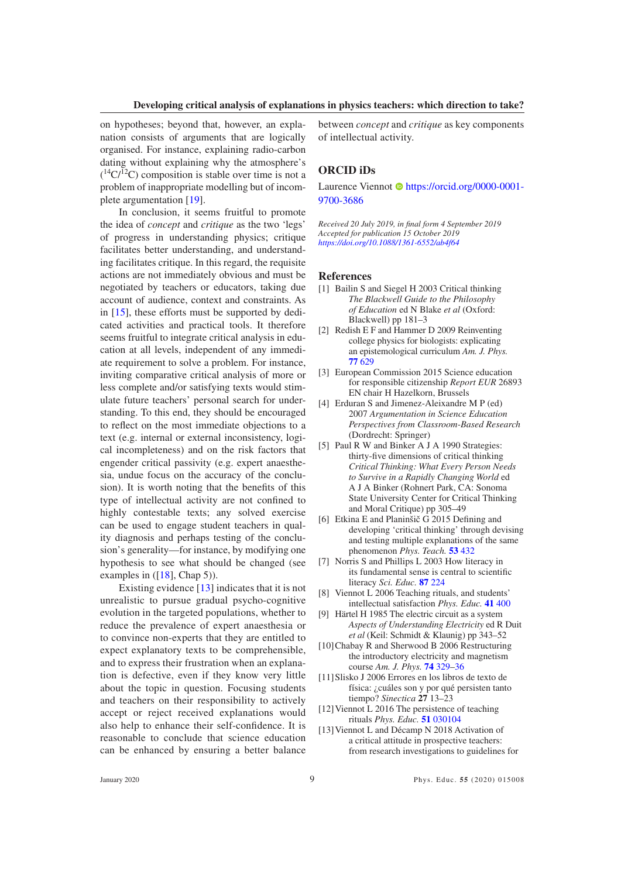on hypotheses; beyond that, however, an explanation consists of arguments that are logically organised. For instance, explaining radio-carbon dating without explaining why the atmosphere's ($^{14}C/^{12}C$) composition is stable over time is not a problem of inappropriate modelling but of incomplete argumentation [19].

In conclusion, it seems fruitful to promote the idea of *concept* and *critique* as the two 'legs' of progress in understanding physics; critique facilitates better understanding, and understanding facilitates critique. In this regard, the requisite actions are not immediately obvious and must be negotiated by teachers or educators, taking due account of audience, context and constraints. As in [15], these efforts must be supported by dedicated activities and practical tools. It therefore seems fruitful to integrate critical analysis in education at all levels, independent of any immediate requirement to solve a problem. For instance, inviting comparative critical analysis of more or less complete and/or satisfying texts would stimulate future teachers' personal search for understanding. To this end, they should be encouraged to reflect on the most immediate objections to a text (e.g. internal or external inconsistency, logical incompleteness) and on the risk factors that engender critical passivity (e.g. expert anaesthesia, undue focus on the accuracy of the conclusion). It is worth noting that the benefits of this type of intellectual activity are not confined to highly contestable texts; any solved exercise can be used to engage student teachers in quality diagnosis and perhaps testing of the conclusion's generality—for instance, by modifying one hypothesis to see what should be changed (see examples in ([18], Chap 5)).

Existing evidence [13] indicates that it is not unrealistic to pursue gradual psycho-cognitive evolution in the targeted populations, whether to reduce the prevalence of expert anaesthesia or to convince non-experts that they are entitled to expect explanatory texts to be comprehensible, and to express their frustration when an explanation is defective, even if they know very little about the topic in question. Focusing students and teachers on their responsibility to actively accept or reject received explanations would also help to enhance their self-confidence. It is reasonable to conclude that science education can be enhanced by ensuring a better balance between *concept* and *critique* as key components of intellectual activity.

## ORCID iDs

Laurence Viennot https://orcid.org/0000-0001-9700-3686

*Received 20 July 2019, in final form 4 September 2019*
*Accepted for publication 15 October 2019*
*https://doi.org/10.1088/1361-6552/ab4f64*

## References

[1] Bailin S and Siegel H 2003 Critical thinking *The Blackwell Guide to the Philosophy of Education* ed N Blake *et al* (Oxford: Blackwell) pp 181–3

[2] Redish E F and Hammer D 2009 Reinventing college physics for biologists: explicating an epistemological curriculum *Am. J. Phys.* **77** 629

[3] European Commission 2015 Science education for responsible citizenship *Report EUR* 26893 EN chair H Hazelkorn, Brussels

[4] Erduran S and Jimenez-Aleixandre M P (ed) 2007 *Argumentation in Science Education Perspectives from Classroom-Based Research* (Dordrecht: Springer)

[5] Paul R W and Binker A J A 1990 Strategies: thirty-five dimensions of critical thinking *Critical Thinking: What Every Person Needs to Survive in a Rapidly Changing World* ed A J A Binker (Rohnert Park, CA: Sonoma State University Center for Critical Thinking and Moral Critique) pp 305–49

[6] Etkina E and Planinšič G 2015 Defining and developing 'critical thinking' through devising and testing multiple explanations of the same phenomenon *Phys. Teach.* **53** 432

[7] Norris S and Phillips L 2003 How literacy in its fundamental sense is central to scientific literacy *Sci. Educ.* **87** 224

[8] Viennot L 2006 Teaching rituals, and students' intellectual satisfaction *Phys. Educ.* **41** 400

[9] Härtel H 1985 The electric circuit as a system *Aspects of Understanding Electricity* ed R Duit *et al* (Keil: Schmidt & Klaunig) pp 343–52

[10] Chabay R and Sherwood B 2006 Restructuring the introductory electricity and magnetism course *Am. J. Phys.* **74** 329–36

[11] Slisko J 2006 Errores en los libros de texto de física: ¿cuáles son y por qué persisten tanto tiempo? *Sinectica* **27** 13–23

[12] Viennot L 2016 The persistence of teaching rituals *Phys. Educ.* **51** 030104

[13] Viennot L and Décamp N 2018 Activation of a critical attitude in prospective teachers: from research investigations to guidelines for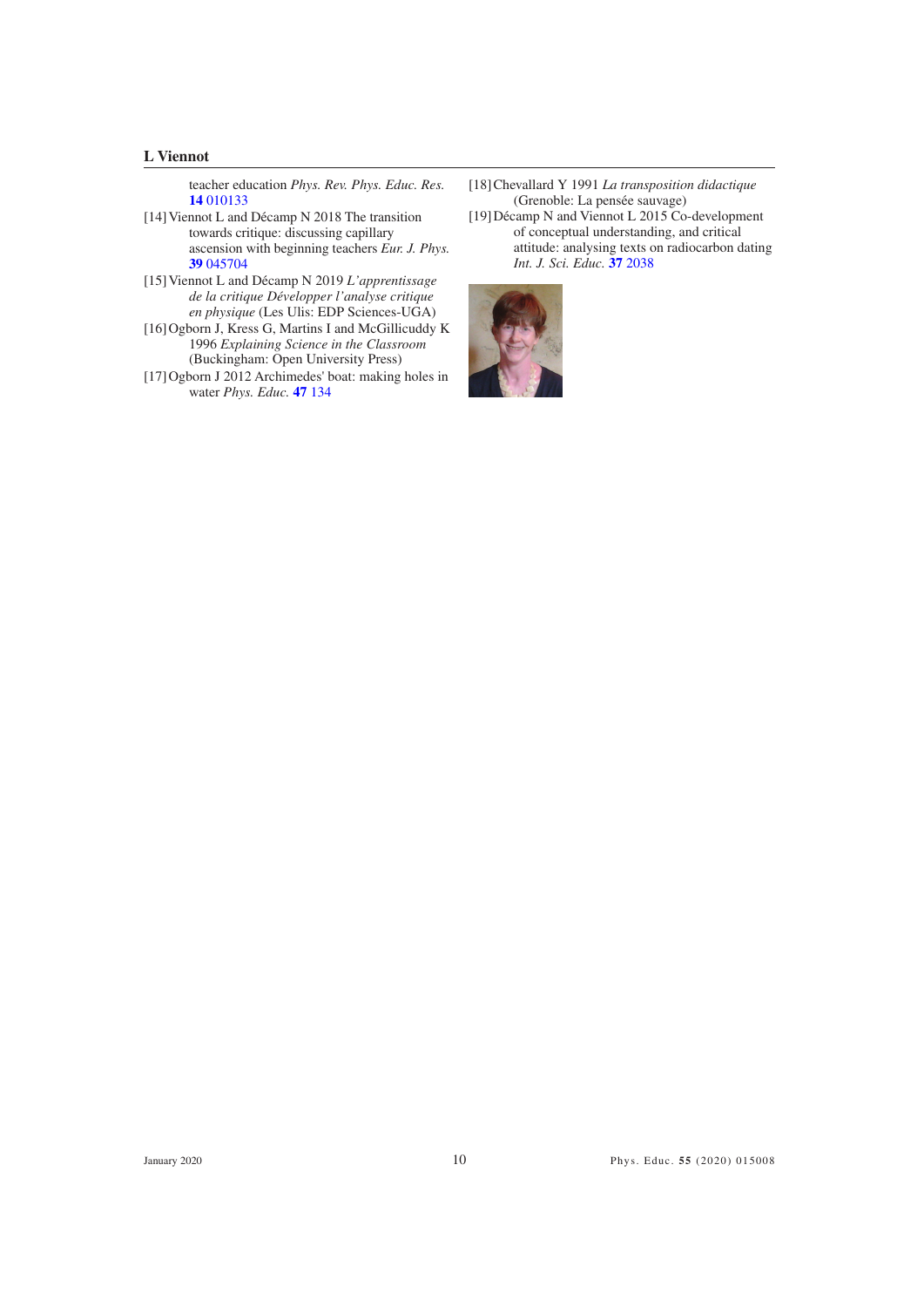teacher education *Phys. Rev. Phys. Educ. Res.* **14** 010133

[14] Viennot L and Décamp N 2018 The transition towards critique: discussing capillary ascension with beginning teachers *Eur. J. Phys.* **39** 045704

[15] Viennot L and Décamp N 2019 *L'apprentissage de la critique Développer l'analyse critique en physique* (Les Ulis: EDP Sciences-UGA)

[16] Ogborn J, Kress G, Martins I and McGillicuddy K 1996 *Explaining Science in the Classroom* (Buckingham: Open University Press)

[17] Ogborn J 2012 Archimedes' boat: making holes in water *Phys. Educ.* **47** 134

[18] Chevallard Y 1991 *La transposition didactique* (Grenoble: La pensée sauvage)

[19] Décamp N and Viennot L 2015 Co-development of conceptual understanding, and critical attitude: analysing texts on radiocarbon dating *Int. J. Sci. Educ.* **37** 2038